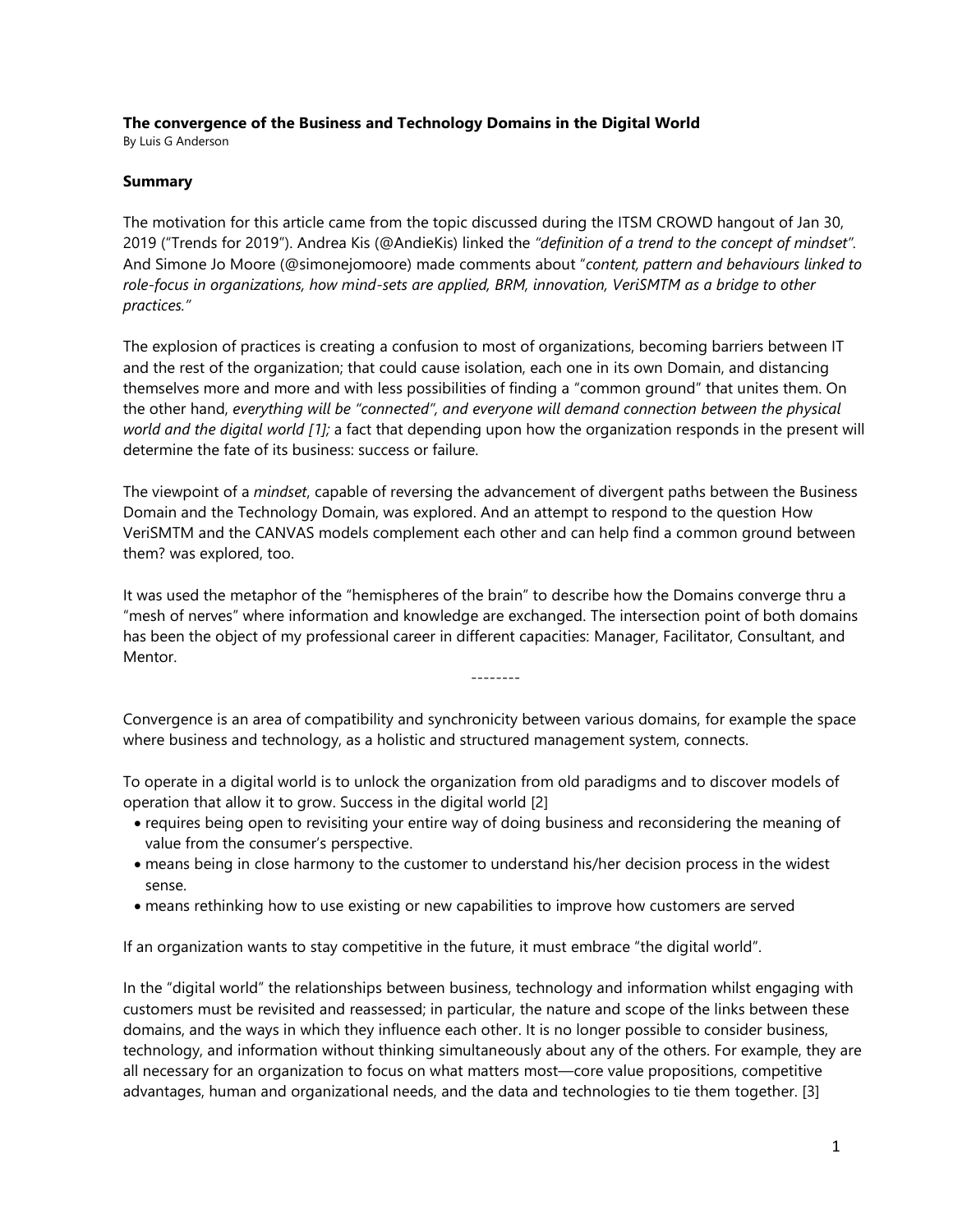**The convergence of the Business and Technology Domains in the Digital World**

By Luis G Anderson

**Summary**

The motivation for this article came from the topic discussed during the ITSM CROWD hangout of Jan 30, 2019 ("Trends for 2019"). Andrea Kis (@AndieKis) linked the *"definition of a trend to the concept of mindset"*. And Simone Jo Moore (@simonejomoore) made comments about "*content, pattern and behaviours linked to role-focus in organizations, how mind-sets are applied, BRM, innovation, VeriSMTM as a bridge to other practices."*

The explosion of practices is creating a confusion to most of organizations, becoming barriers between IT and the rest of the organization; that could cause isolation, each one in its own Domain, and distancing themselves more and more and with less possibilities of finding a "common ground" that unites them. On the other hand, *everything will be "connected", and everyone will demand connection between the physical world and the digital world [1];* a fact that depending upon how the organization responds in the present will determine the fate of its business: success or failure.

The viewpoint of a *mindset*, capable of reversing the advancement of divergent paths between the Business Domain and the Technology Domain, was explored. And an attempt to respond to the question How VeriSMTM and the CANVAS models complement each other and can help find a common ground between them? was explored, too.

It was used the metaphor of the "hemispheres of the brain" to describe how the Domains converge thru a "mesh of nerves" where information and knowledge are exchanged. The intersection point of both domains has been the object of my professional career in different capacities: Manager, Facilitator, Consultant, and Mentor.

--------

Convergence is an area of compatibility and synchronicity between various domains, for example the space where business and technology, as a holistic and structured management system, connects.

To operate in a digital world is to unlock the organization from old paradigms and to discover models of operation that allow it to grow. Success in the digital world [2]

- requires being open to revisiting your entire way of doing business and reconsidering the meaning of value from the consumer's perspective.
- means being in close harmony to the customer to understand his/her decision process in the widest sense.
- means rethinking how to use existing or new capabilities to improve how customers are served

If an organization wants to stay competitive in the future, it must embrace "the digital world".

In the "digital world" the relationships between business, technology and information whilst engaging with customers must be revisited and reassessed; in particular, the nature and scope of the links between these domains, and the ways in which they influence each other. It is no longer possible to consider business, technology, and information without thinking simultaneously about any of the others. For example, they are all necessary for an organization to focus on what matters most—core value propositions, competitive advantages, human and organizational needs, and the data and technologies to tie them together. [3]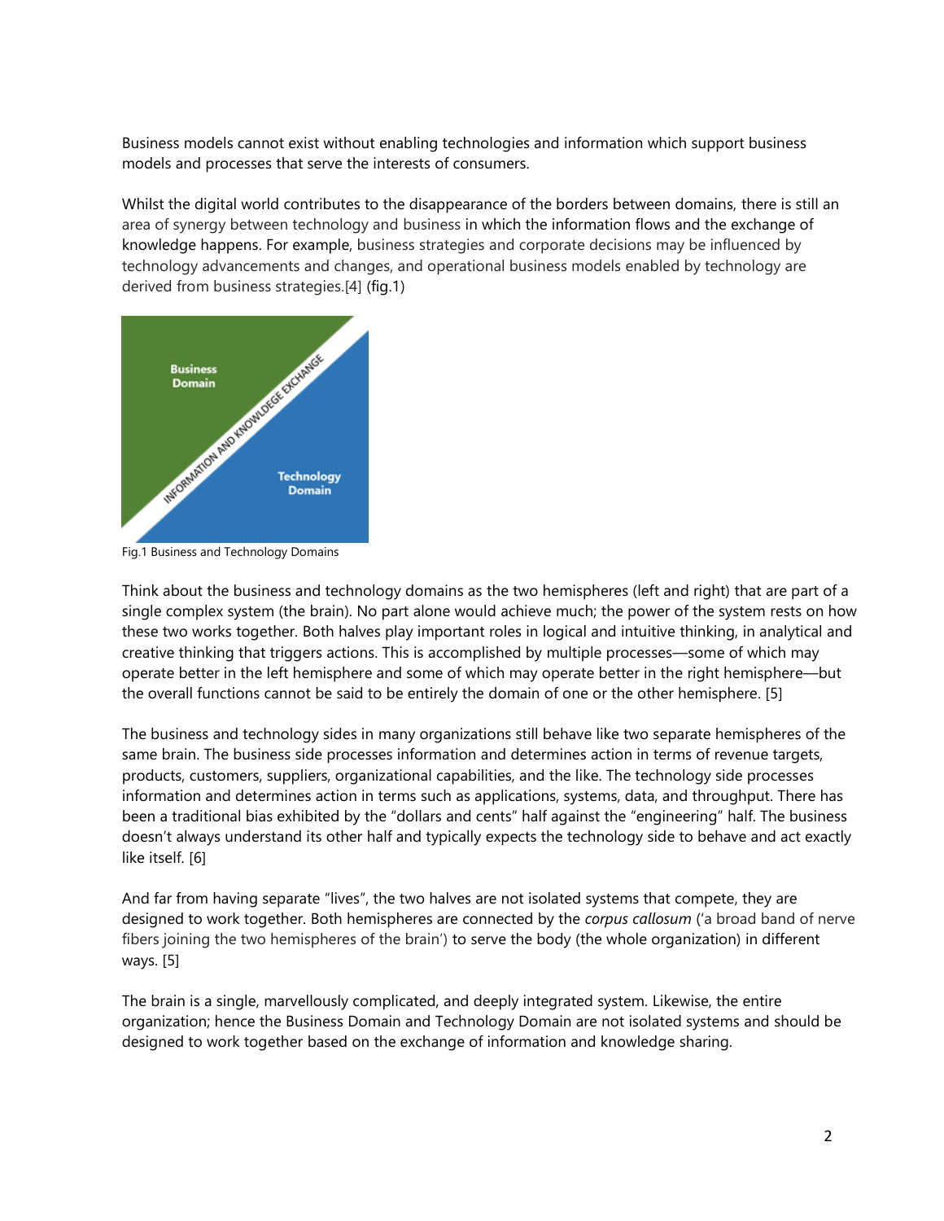Business models cannot exist without enabling technologies and information which support business models and processes that serve the interests of consumers.

Whilst the digital world contributes to the disappearance of the borders between domains, there is still an area of synergy between technology and business in which the information flows and the exchange of knowledge happens. For example, business strategies and corporate decisions may be influenced by technology advancements and changes, and operational business models enabled by technology are derived from business strategies.[4] (fig.1)

Fig.1 Business and Technology Domains

Think about the business and technology domains as the two hemispheres (left and right) that are part of a single complex system (the brain). No part alone would achieve much; the power of the system rests on how these two works together. Both halves play important roles in logical and intuitive thinking, in analytical and creative thinking that triggers actions. This is accomplished by multiple processes—some of which may operate better in the left hemisphere and some of which may operate better in the right hemisphere—but the overall functions cannot be said to be entirely the domain of one or the other hemisphere. [5]

The business and technology sides in many organizations still behave like two separate hemispheres of the same brain. The business side processes information and determines action in terms of revenue targets, products, customers, suppliers, organizational capabilities, and the like. The technology side processes information and determines action in terms such as applications, systems, data, and throughput. There has been a traditional bias exhibited by the "dollars and cents" half against the "engineering" half. The business doesn't always understand its other half and typically expects the technology side to behave and act exactly like itself. [6]

And far from having separate "lives", the two halves are not isolated systems that compete, they are designed to work together. Both hemispheres are connected by the *corpus callosum* ('a broad band of nerve fibers joining the two hemispheres of the brain') to serve the body (the whole organization) in different ways. [5]

The brain is a single, marvellously complicated, and deeply integrated system. Likewise, the entire organization; hence the Business Domain and Technology Domain are not isolated systems and should be designed to work together based on the exchange of information and knowledge sharing.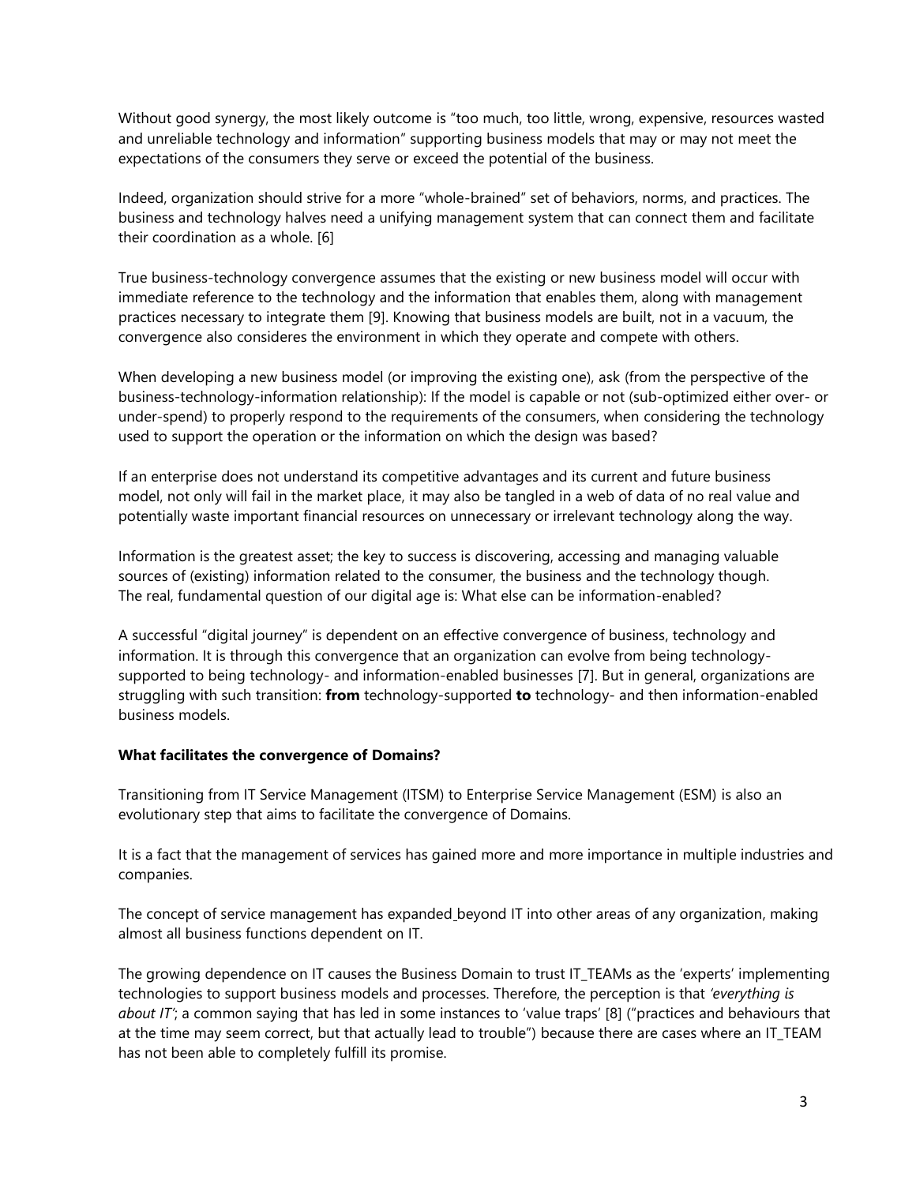Without good synergy, the most likely outcome is "too much, too little, wrong, expensive, resources wasted and unreliable technology and information" supporting business models that may or may not meet the expectations of the consumers they serve or exceed the potential of the business.

Indeed, organization should strive for a more "whole-brained" set of behaviors, norms, and practices. The business and technology halves need a unifying management system that can connect them and facilitate their coordination as a whole. [6]

True business-technology convergence assumes that the existing or new business model will occur with immediate reference to the technology and the information that enables them, along with management practices necessary to integrate them [9]. Knowing that business models are built, not in a vacuum, the convergence also consideres the environment in which they operate and compete with others.

When developing a new business model (or improving the existing one), ask (from the perspective of the business-technology-information relationship): If the model is capable or not (sub-optimized either over- or under-spend) to properly respond to the requirements of the consumers, when considering the technology used to support the operation or the information on which the design was based?

If an enterprise does not understand its competitive advantages and its current and future business model, not only will fail in the market place, it may also be tangled in a web of data of no real value and potentially waste important financial resources on unnecessary or irrelevant technology along the way.

Information is the greatest asset; the key to success is discovering, accessing and managing valuable sources of (existing) information related to the consumer, the business and the technology though. The real, fundamental question of our digital age is: What else can be information-enabled?

A successful "digital journey" is dependent on an effective convergence of business, technology and information. It is through this convergence that an organization can evolve from being technology-supported to being technology- and information-enabled businesses [7]. But in general, organizations are struggling with such transition: **from** technology-supported **to** technology- and then information-enabled business models.

**What facilitates the convergence of Domains?**

Transitioning from IT Service Management (ITSM) to Enterprise Service Management (ESM) is also an evolutionary step that aims to facilitate the convergence of Domains.

It is a fact that the management of services has gained more and more importance in multiple industries and companies.

The concept of service management has expanded beyond IT into other areas of any organization, making almost all business functions dependent on IT.

The growing dependence on IT causes the Business Domain to trust IT_TEAMs as the 'experts' implementing technologies to support business models and processes. Therefore, the perception is that *'everything is about IT'*; a common saying that has led in some instances to 'value traps' [8] ("practices and behaviours that at the time may seem correct, but that actually lead to trouble") because there are cases where an IT_TEAM has not been able to completely fulfill its promise.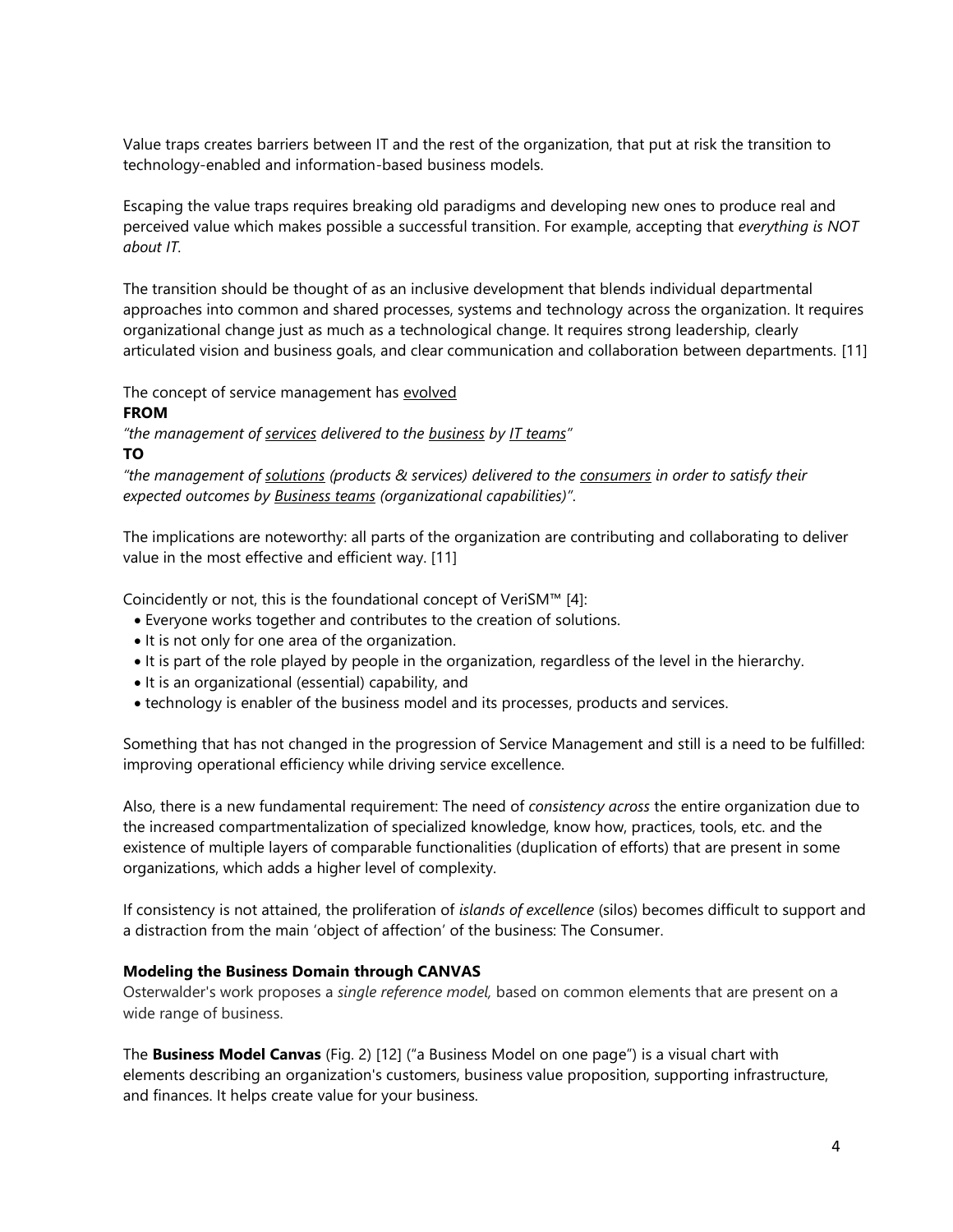Value traps creates barriers between IT and the rest of the organization, that put at risk the transition to technology-enabled and information-based business models.

Escaping the value traps requires breaking old paradigms and developing new ones to produce real and perceived value which makes possible a successful transition. For example, accepting that *everything is NOT about IT*.

The transition should be thought of as an inclusive development that blends individual departmental approaches into common and shared processes, systems and technology across the organization. It requires organizational change just as much as a technological change. It requires strong leadership, clearly articulated vision and business goals, and clear communication and collaboration between departments. [11]

The concept of service management has <u>evolved</u>

**FROM**

*"the management of <u>services</u> delivered to the <u>business</u> by <u>IT teams</u>"*

**TO**

*"the management of <u>solutions</u> (products & services) delivered to the <u>consumers</u> in order to satisfy their expected outcomes by <u>Business teams</u> (organizational capabilities)"*.

The implications are noteworthy: all parts of the organization are contributing and collaborating to deliver value in the most effective and efficient way. [11]

Coincidently or not, this is the foundational concept of VeriSM™ [4]:

- Everyone works together and contributes to the creation of solutions.
- It is not only for one area of the organization.
- It is part of the role played by people in the organization, regardless of the level in the hierarchy.
- It is an organizational (essential) capability, and
- technology is enabler of the business model and its processes, products and services.

Something that has not changed in the progression of Service Management and still is a need to be fulfilled: improving operational efficiency while driving service excellence.

Also, there is a new fundamental requirement: The need of *consistency across* the entire organization due to the increased compartmentalization of specialized knowledge, know how, practices, tools, etc. and the existence of multiple layers of comparable functionalities (duplication of efforts) that are present in some organizations, which adds a higher level of complexity.

If consistency is not attained, the proliferation of *islands of excellence* (silos) becomes difficult to support and a distraction from the main 'object of affection' of the business: The Consumer.

**Modeling the Business Domain through CANVAS**

Osterwalder's work proposes a *single reference model,* based on common elements that are present on a wide range of business.

The **Business Model Canvas** (Fig. 2) [12] ("a Business Model on one page") is a visual chart with elements describing an organization's customers, business value proposition, supporting infrastructure, and finances. It helps create value for your business.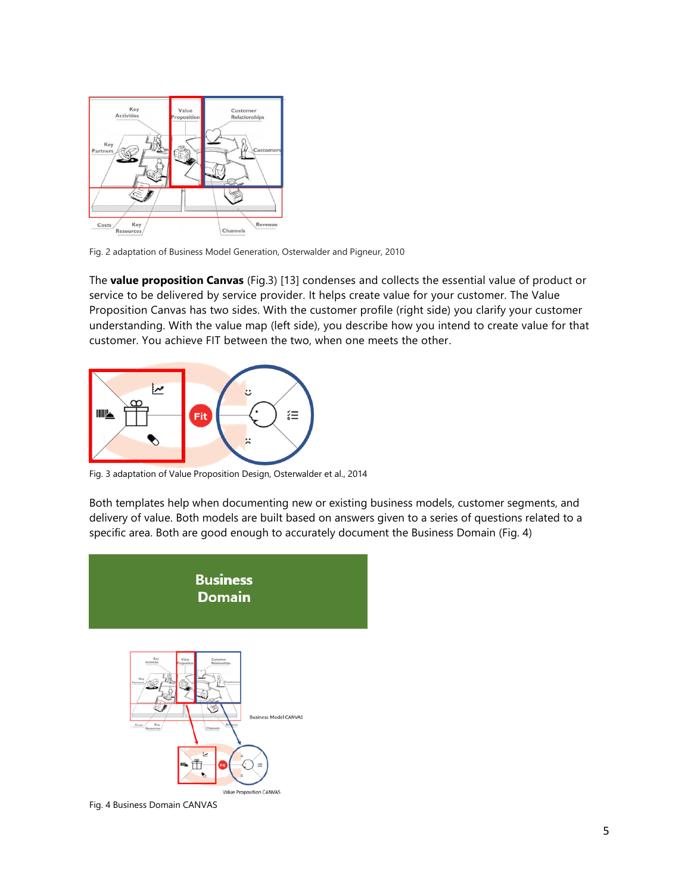Fig. 2 adaptation of Business Model Generation, Osterwalder and Pigneur, 2010

The **value proposition Canvas** (Fig.3) [13] condenses and collects the essential value of product or service to be delivered by service provider. It helps create value for your customer. The Value Proposition Canvas has two sides. With the customer profile (right side) you clarify your customer understanding. With the value map (left side), you describe how you intend to create value for that customer. You achieve FIT between the two, when one meets the other.

Fig. 3 adaptation of Value Proposition Design, Osterwalder et al., 2014

Both templates help when documenting new or existing business models, customer segments, and delivery of value. Both models are built based on answers given to a series of questions related to a specific area. Both are good enough to accurately document the Business Domain (Fig. 4)

Fig. 4 Business Domain CANVAS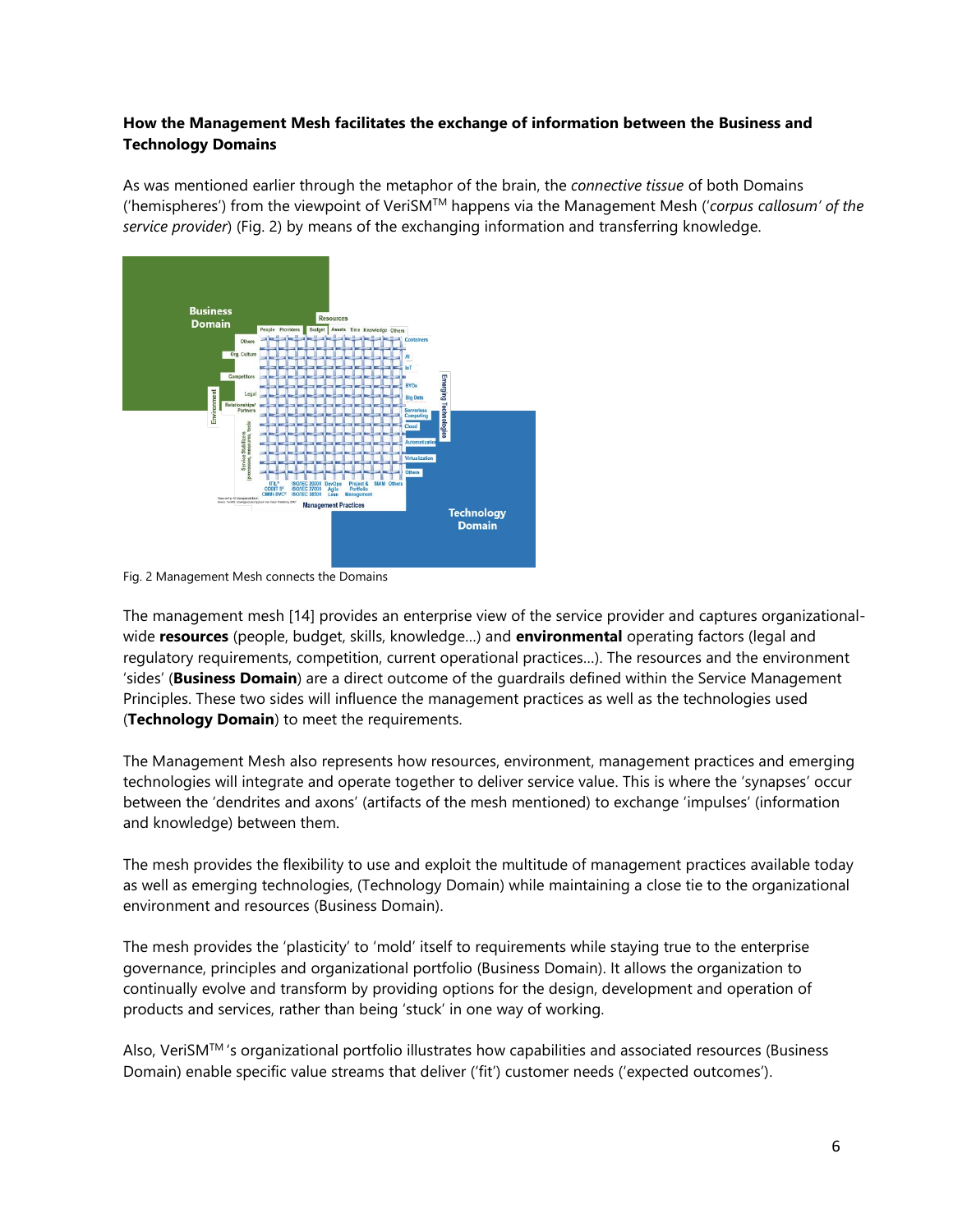**How the Management Mesh facilitates the exchange of information between the Business and Technology Domains**

As was mentioned earlier through the metaphor of the brain, the *connective tissue* of both Domains ('hemispheres') from the viewpoint of VeriSM™ happens via the Management Mesh ('*corpus callosum' of the service provider*) (Fig. 2) by means of the exchanging information and transferring knowledge.

Fig. 2 Management Mesh connects the Domains

The management mesh [14] provides an enterprise view of the service provider and captures organizational-wide **resources** (people, budget, skills, knowledge…) and **environmental** operating factors (legal and regulatory requirements, competition, current operational practices…). The resources and the environment 'sides' (**Business Domain**) are a direct outcome of the guardrails defined within the Service Management Principles. These two sides will influence the management practices as well as the technologies used (**Technology Domain**) to meet the requirements.

The Management Mesh also represents how resources, environment, management practices and emerging technologies will integrate and operate together to deliver service value. This is where the 'synapses' occur between the 'dendrites and axons' (artifacts of the mesh mentioned) to exchange 'impulses' (information and knowledge) between them.

The mesh provides the flexibility to use and exploit the multitude of management practices available today as well as emerging technologies, (Technology Domain) while maintaining a close tie to the organizational environment and resources (Business Domain).

The mesh provides the 'plasticity' to 'mold' itself to requirements while staying true to the enterprise governance, principles and organizational portfolio (Business Domain). It allows the organization to continually evolve and transform by providing options for the design, development and operation of products and services, rather than being 'stuck' in one way of working.

Also, VeriSM™'s organizational portfolio illustrates how capabilities and associated resources (Business Domain) enable specific value streams that deliver ('fit') customer needs ('expected outcomes').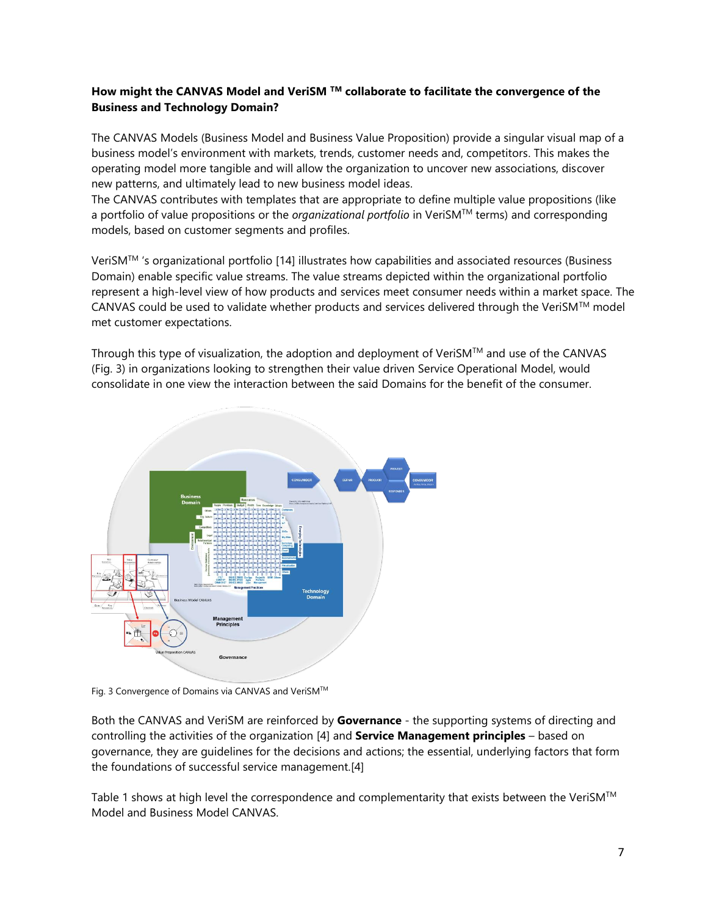**How might the CANVAS Model and VeriSM ™ collaborate to facilitate the convergence of the Business and Technology Domain?**

The CANVAS Models (Business Model and Business Value Proposition) provide a singular visual map of a business model's environment with markets, trends, customer needs and, competitors. This makes the operating model more tangible and will allow the organization to uncover new associations, discover new patterns, and ultimately lead to new business model ideas.
The CANVAS contributes with templates that are appropriate to define multiple value propositions (like a portfolio of value propositions or the *organizational portfolio* in VeriSM™ terms) and corresponding models, based on customer segments and profiles.

VeriSM™ 's organizational portfolio [14] illustrates how capabilities and associated resources (Business Domain) enable specific value streams. The value streams depicted within the organizational portfolio represent a high-level view of how products and services meet consumer needs within a market space. The CANVAS could be used to validate whether products and services delivered through the VeriSM™ model met customer expectations.

Through this type of visualization, the adoption and deployment of VeriSM™ and use of the CANVAS (Fig. 3) in organizations looking to strengthen their value driven Service Operational Model, would consolidate in one view the interaction between the said Domains for the benefit of the consumer.

Fig. 3 Convergence of Domains via CANVAS and VeriSM™

Both the CANVAS and VeriSM are reinforced by **Governance** - the supporting systems of directing and controlling the activities of the organization [4] and **Service Management principles** – based on governance, they are guidelines for the decisions and actions; the essential, underlying factors that form the foundations of successful service management.[4]

Table 1 shows at high level the correspondence and complementarity that exists between the VeriSM™ Model and Business Model CANVAS.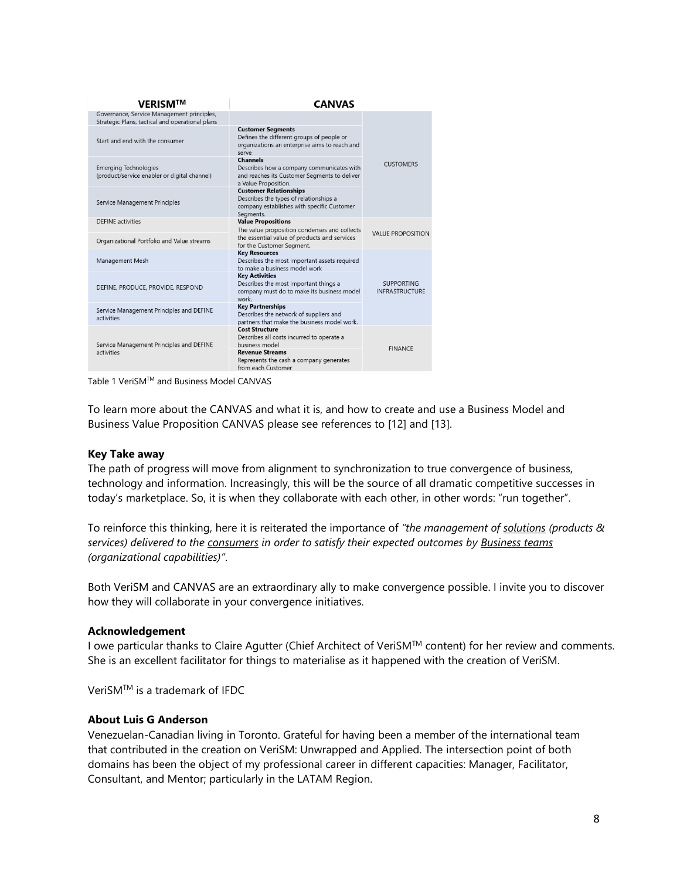| VERISM™ | CANVAS | |
|---|---|---|
| Governance, Service Management principles, Strategic Plans, tactical and operational plans | | CUSTOMERS |
| Start and end with the consumer | **Customer Segments** Defines the different groups of people or organizations an enterprise aims to reach and serve | |
| Emerging Technologies (product/service enabler or digital channel) | **Channels** Describes how a company communicates with and reaches its Customer Segments to deliver a Value Proposition. | |
| Service Management Principles | **Customer Relationships** Describes the types of relationships a company establishes with specific Customer Segments. | |
| DEFINE activities | **Value Propositions** The value proposition condenses and collects the essential value of products and services for the Customer Segment. | VALUE PROPOSITION |
| Organizational Portfolio and Value streams | | |
| Management Mesh | **Key Resources** Describes the most important assets required to make a business model work | SUPPORTING INFRASTRUCTURE |
| DEFINE, PRODUCE, PROVIDE, RESPOND | **Key Activities** Describes the most important things a company must do to make its business model work. | |
| Service Management Principles and DEFINE activities | **Key Partnerships** Describes the network of suppliers and partners that make the business model work. | |
| Service Management Principles and DEFINE activities | **Cost Structure** Describes all costs incurred to operate a business model **Revenue Streams** Represents the cash a company generates from each Customer | FINANCE |

Table 1 VeriSM™ and Business Model CANVAS

To learn more about the CANVAS and what it is, and how to create and use a Business Model and Business Value Proposition CANVAS please see references to [12] and [13].

### Key Take away

The path of progress will move from alignment to synchronization to true convergence of business, technology and information. Increasingly, this will be the source of all dramatic competitive successes in today's marketplace. So, it is when they collaborate with each other, in other words: "run together".

To reinforce this thinking, here it is reiterated the importance of *"the management of solutions (products & services) delivered to the consumers in order to satisfy their expected outcomes by Business teams (organizational capabilities)"*.

Both VeriSM and CANVAS are an extraordinary ally to make convergence possible. I invite you to discover how they will collaborate in your convergence initiatives.

### Acknowledgement

I owe particular thanks to Claire Agutter (Chief Architect of VeriSM™ content) for her review and comments. She is an excellent facilitator for things to materialise as it happened with the creation of VeriSM.

VeriSM™ is a trademark of IFDC

### About Luis G Anderson

Venezuelan-Canadian living in Toronto. Grateful for having been a member of the international team that contributed in the creation on VeriSM: Unwrapped and Applied. The intersection point of both domains has been the object of my professional career in different capacities: Manager, Facilitator, Consultant, and Mentor; particularly in the LATAM Region.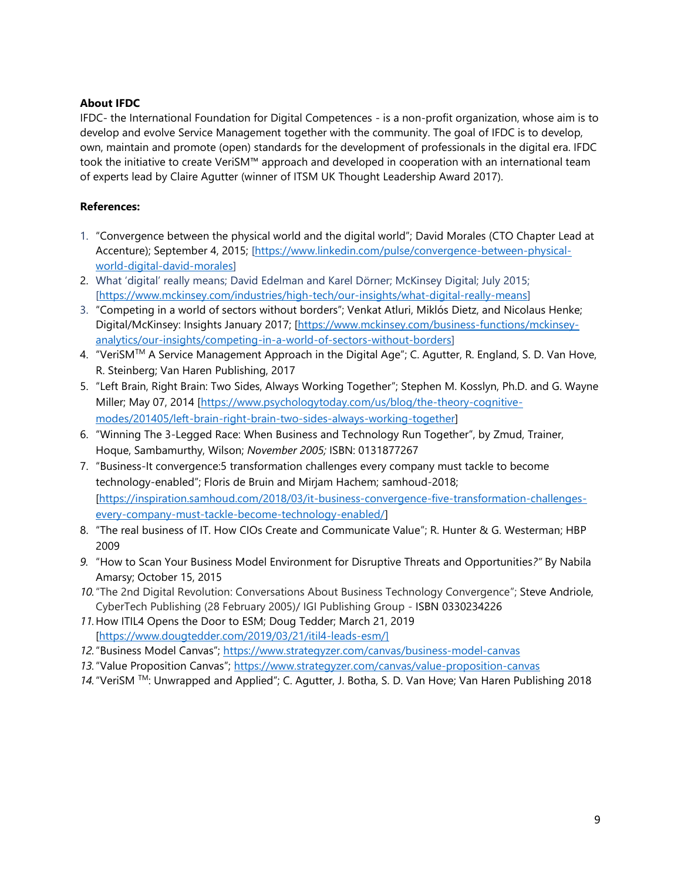**About IFDC**

IFDC- the International Foundation for Digital Competences - is a non-profit organization, whose aim is to develop and evolve Service Management together with the community. The goal of IFDC is to develop, own, maintain and promote (open) standards for the development of professionals in the digital era. IFDC took the initiative to create VeriSM™ approach and developed in cooperation with an international team of experts lead by Claire Agutter (winner of ITSM UK Thought Leadership Award 2017).

**References:**

1. "Convergence between the physical world and the digital world"; David Morales (CTO Chapter Lead at Accenture); September 4, 2015; [https://www.linkedin.com/pulse/convergence-between-physical-world-digital-david-morales]
2. What 'digital' really means; David Edelman and Karel Dörner; McKinsey Digital; July 2015; [https://www.mckinsey.com/industries/high-tech/our-insights/what-digital-really-means]
3. "Competing in a world of sectors without borders"; Venkat Atluri, Miklós Dietz, and Nicolaus Henke; Digital/McKinsey: Insights January 2017; [https://www.mckinsey.com/business-functions/mckinsey-analytics/our-insights/competing-in-a-world-of-sectors-without-borders]
4. "VeriSM™ A Service Management Approach in the Digital Age"; C. Agutter, R. England, S. D. Van Hove, R. Steinberg; Van Haren Publishing, 2017
5. "Left Brain, Right Brain: Two Sides, Always Working Together"; Stephen M. Kosslyn, Ph.D. and G. Wayne Miller; May 07, 2014 [https://www.psychologytoday.com/us/blog/the-theory-cognitive-modes/201405/left-brain-right-brain-two-sides-always-working-together]
6. "Winning The 3-Legged Race: When Business and Technology Run Together", by Zmud, Trainer, Hoque, Sambamurthy, Wilson; *November 2005;* ISBN: 0131877267
7. "Business-It convergence:5 transformation challenges every company must tackle to become technology-enabled"; Floris de Bruin and Mirjam Hachem; samhoud-2018; [https://inspiration.samhoud.com/2018/03/it-business-convergence-five-transformation-challenges-every-company-must-tackle-become-technology-enabled/]
8. "The real business of IT. How CIOs Create and Communicate Value"; R. Hunter & G. Westerman; HBP 2009
9. "How to Scan Your Business Model Environment for Disruptive Threats and Opportunities?" By Nabila Amarsy; October 15, 2015
10. "The 2nd Digital Revolution: Conversations About Business Technology Convergence"; Steve Andriole, CyberTech Publishing (28 February 2005)/ IGI Publishing Group - ISBN 0330234226
11. How ITIL4 Opens the Door to ESM; Doug Tedder; March 21, 2019 [https://www.dougtedder.com/2019/03/21/itil4-leads-esm/]
12. "Business Model Canvas"; https://www.strategyzer.com/canvas/business-model-canvas
13. "Value Proposition Canvas"; https://www.strategyzer.com/canvas/value-proposition-canvas
14. "VeriSM ™: Unwrapped and Applied"; C. Agutter, J. Botha, S. D. Van Hove; Van Haren Publishing 2018